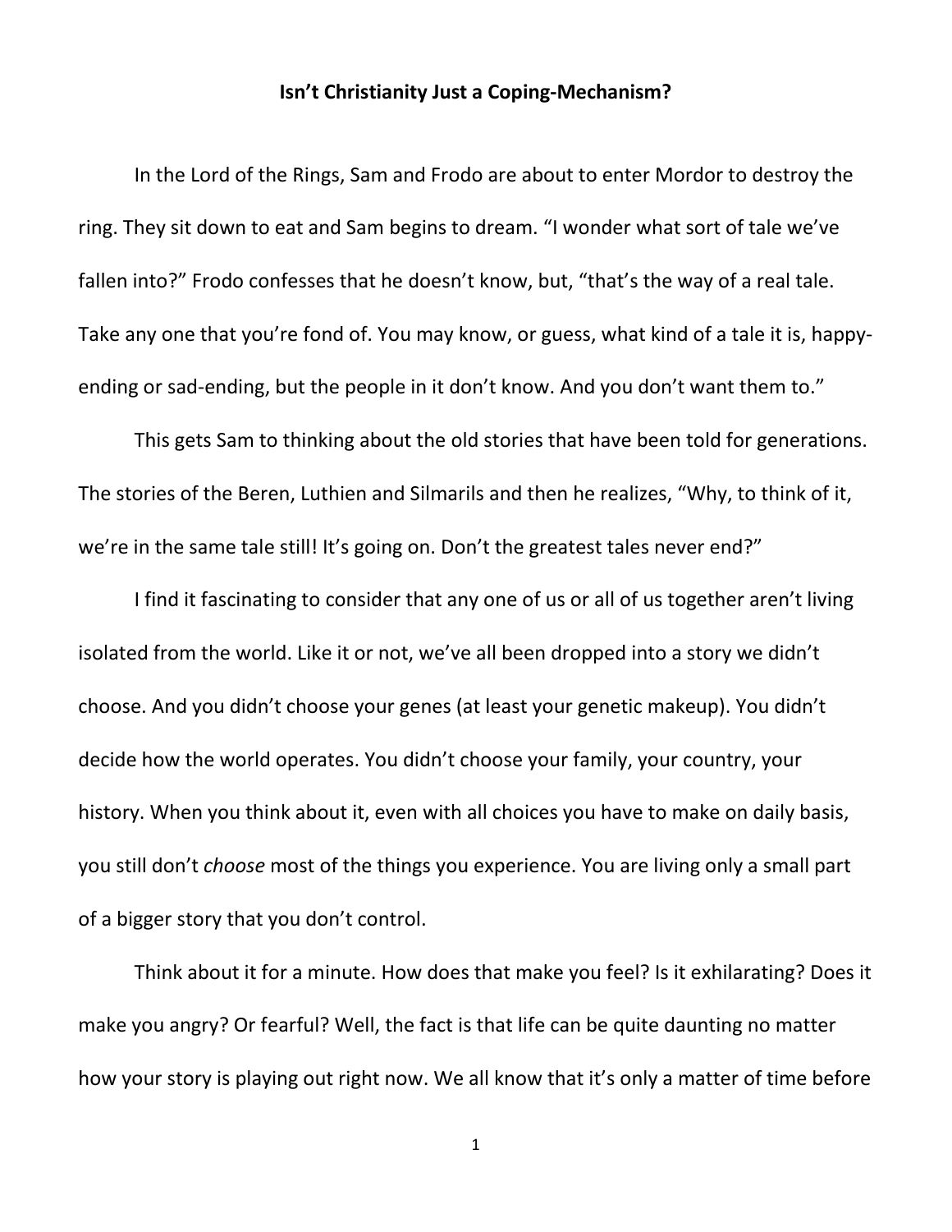# Isn't Christianity Just a Coping-Mechanism?

In the Lord of the Rings, Sam and Frodo are about to enter Mordor to destroy the ring. They sit down to eat and Sam begins to dream. "I wonder what sort of tale we've fallen into?" Frodo confesses that he doesn't know, but, "that's the way of a real tale. Take any one that you're fond of. You may know, or guess, what kind of a tale it is, happy-ending or sad-ending, but the people in it don't know. And you don't want them to."

This gets Sam to thinking about the old stories that have been told for generations. The stories of the Beren, Luthien and Silmarils and then he realizes, "Why, to think of it, we're in the same tale still! It's going on. Don't the greatest tales never end?"

I find it fascinating to consider that any one of us or all of us together aren't living isolated from the world. Like it or not, we've all been dropped into a story we didn't choose. And you didn't choose your genes (at least your genetic makeup). You didn't decide how the world operates. You didn't choose your family, your country, your history. When you think about it, even with all choices you have to make on daily basis, you still don't *choose* most of the things you experience. You are living only a small part of a bigger story that you don't control.

Think about it for a minute. How does that make you feel? Is it exhilarating? Does it make you angry? Or fearful? Well, the fact is that life can be quite daunting no matter how your story is playing out right now. We all know that it's only a matter of time before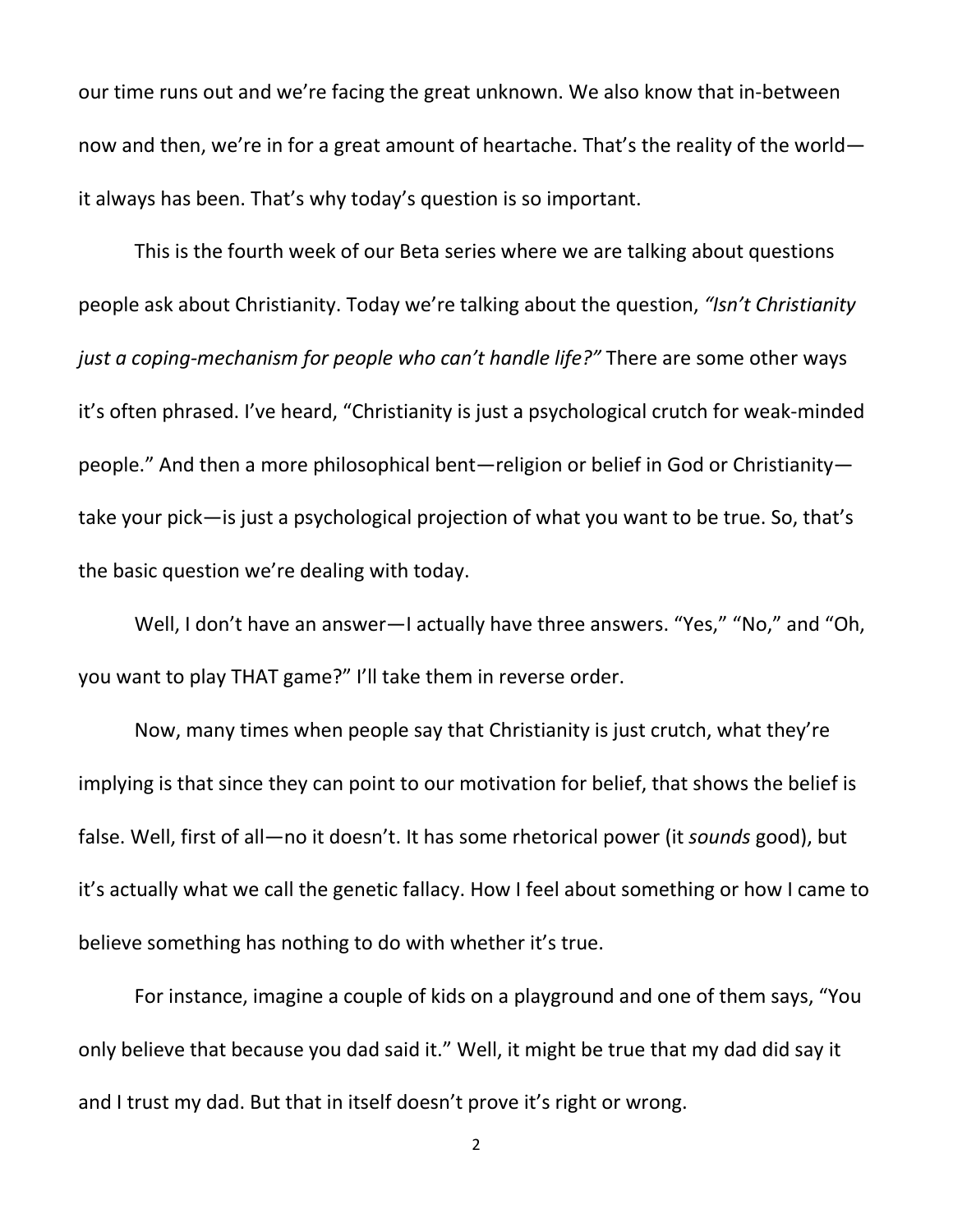our time runs out and we're facing the great unknown. We also know that in-between now and then, we're in for a great amount of heartache. That's the reality of the world—it always has been. That's why today's question is so important.

This is the fourth week of our Beta series where we are talking about questions people ask about Christianity. Today we're talking about the question, *"Isn't Christianity just a coping-mechanism for people who can't handle life?"* There are some other ways it's often phrased. I've heard, "Christianity is just a psychological crutch for weak-minded people." And then a more philosophical bent—religion or belief in God or Christianity—take your pick—is just a psychological projection of what you want to be true. So, that's the basic question we're dealing with today.

Well, I don't have an answer—I actually have three answers. "Yes," "No," and "Oh, you want to play THAT game?" I'll take them in reverse order.

Now, many times when people say that Christianity is just crutch, what they're implying is that since they can point to our motivation for belief, that shows the belief is false. Well, first of all—no it doesn't. It has some rhetorical power (it *sounds* good), but it's actually what we call the genetic fallacy. How I feel about something or how I came to believe something has nothing to do with whether it's true.

For instance, imagine a couple of kids on a playground and one of them says, "You only believe that because you dad said it." Well, it might be true that my dad did say it and I trust my dad. But that in itself doesn't prove it's right or wrong.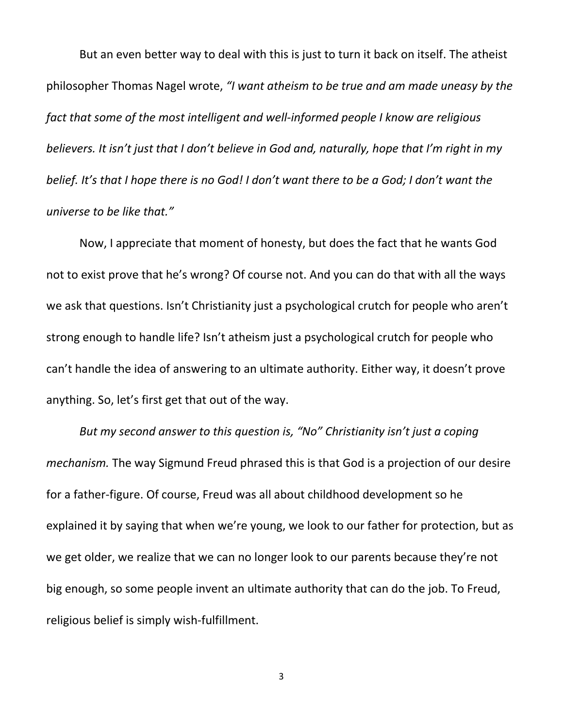But an even better way to deal with this is just to turn it back on itself. The atheist philosopher Thomas Nagel wrote, *"I want atheism to be true and am made uneasy by the fact that some of the most intelligent and well-informed people I know are religious believers. It isn't just that I don't believe in God and, naturally, hope that I'm right in my belief. It's that I hope there is no God! I don't want there to be a God; I don't want the universe to be like that."*

Now, I appreciate that moment of honesty, but does the fact that he wants God not to exist prove that he's wrong? Of course not. And you can do that with all the ways we ask that questions. Isn't Christianity just a psychological crutch for people who aren't strong enough to handle life? Isn't atheism just a psychological crutch for people who can't handle the idea of answering to an ultimate authority. Either way, it doesn't prove anything. So, let's first get that out of the way.

*But my second answer to this question is, "No" Christianity isn't just a coping mechanism.* The way Sigmund Freud phrased this is that God is a projection of our desire for a father-figure. Of course, Freud was all about childhood development so he explained it by saying that when we're young, we look to our father for protection, but as we get older, we realize that we can no longer look to our parents because they're not big enough, so some people invent an ultimate authority that can do the job. To Freud, religious belief is simply wish-fulfillment.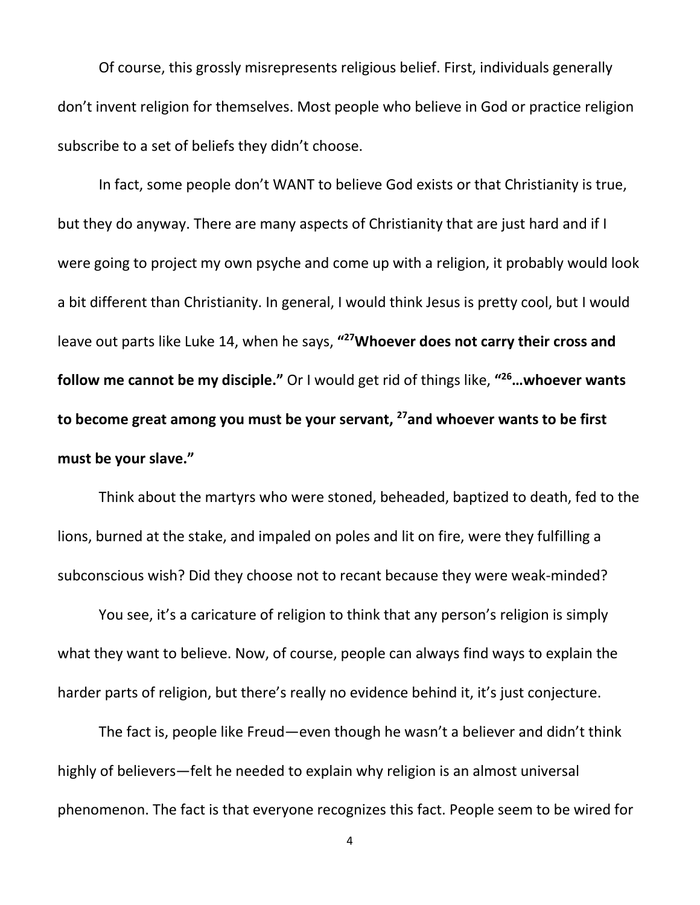Of course, this grossly misrepresents religious belief. First, individuals generally don't invent religion for themselves. Most people who believe in God or practice religion subscribe to a set of beliefs they didn't choose.

In fact, some people don't WANT to believe God exists or that Christianity is true, but they do anyway. There are many aspects of Christianity that are just hard and if I were going to project my own psyche and come up with a religion, it probably would look a bit different than Christianity. In general, I would think Jesus is pretty cool, but I would leave out parts like Luke 14, when he says, **"[27]Whoever does not carry their cross and follow me cannot be my disciple."** Or I would get rid of things like, **"[26]…whoever wants to become great among you must be your servant, [27]and whoever wants to be first must be your slave."**

Think about the martyrs who were stoned, beheaded, baptized to death, fed to the lions, burned at the stake, and impaled on poles and lit on fire, were they fulfilling a subconscious wish? Did they choose not to recant because they were weak-minded?

You see, it's a caricature of religion to think that any person's religion is simply what they want to believe. Now, of course, people can always find ways to explain the harder parts of religion, but there's really no evidence behind it, it's just conjecture.

The fact is, people like Freud—even though he wasn't a believer and didn't think highly of believers—felt he needed to explain why religion is an almost universal phenomenon. The fact is that everyone recognizes this fact. People seem to be wired for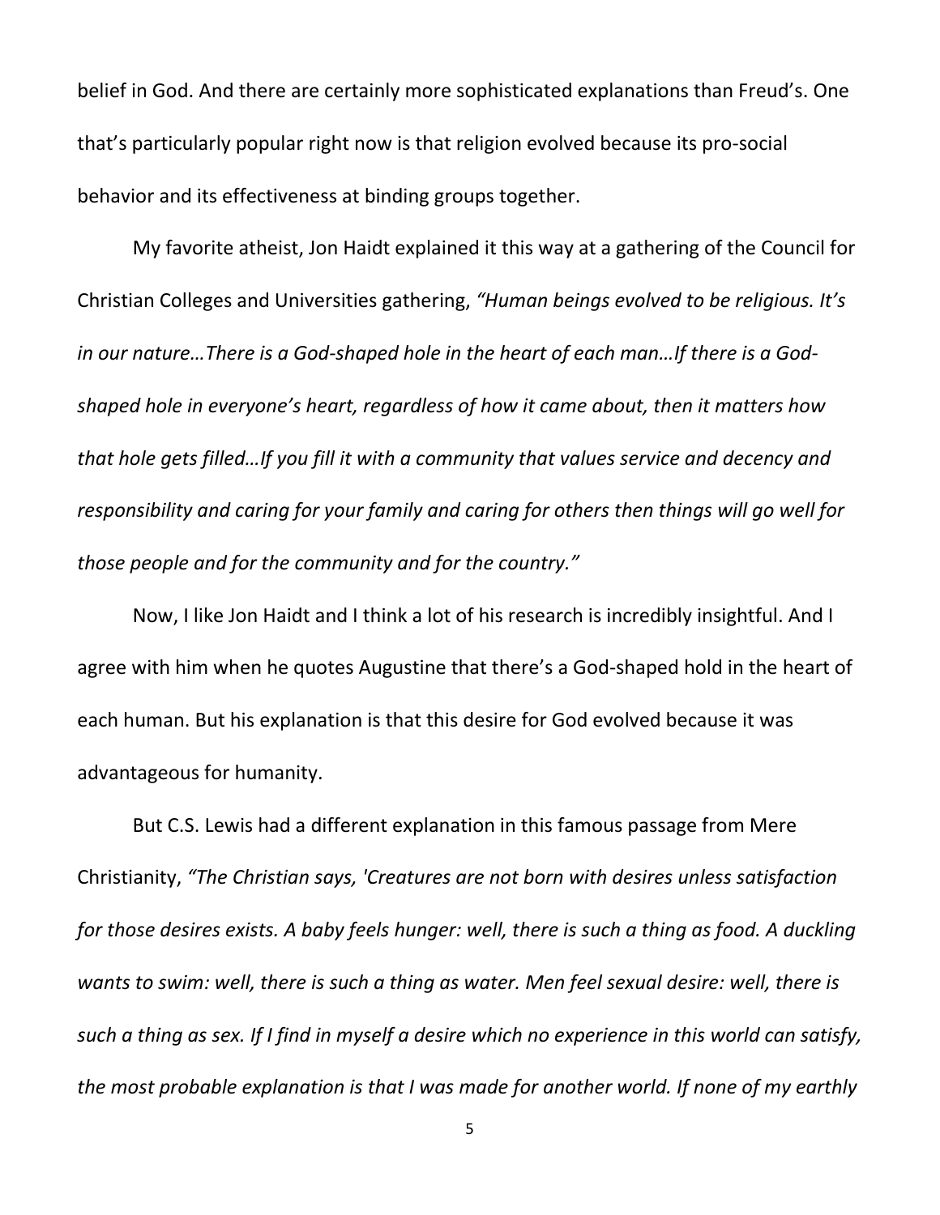belief in God. And there are certainly more sophisticated explanations than Freud's. One that's particularly popular right now is that religion evolved because its pro-social behavior and its effectiveness at binding groups together.

My favorite atheist, Jon Haidt explained it this way at a gathering of the Council for Christian Colleges and Universities gathering, *"Human beings evolved to be religious. It's in our nature…There is a God-shaped hole in the heart of each man…If there is a God-shaped hole in everyone's heart, regardless of how it came about, then it matters how that hole gets filled…If you fill it with a community that values service and decency and responsibility and caring for your family and caring for others then things will go well for those people and for the community and for the country."*

Now, I like Jon Haidt and I think a lot of his research is incredibly insightful. And I agree with him when he quotes Augustine that there's a God-shaped hold in the heart of each human. But his explanation is that this desire for God evolved because it was advantageous for humanity.

But C.S. Lewis had a different explanation in this famous passage from Mere Christianity, *"The Christian says, 'Creatures are not born with desires unless satisfaction for those desires exists. A baby feels hunger: well, there is such a thing as food. A duckling wants to swim: well, there is such a thing as water. Men feel sexual desire: well, there is such a thing as sex. If I find in myself a desire which no experience in this world can satisfy, the most probable explanation is that I was made for another world. If none of my earthly*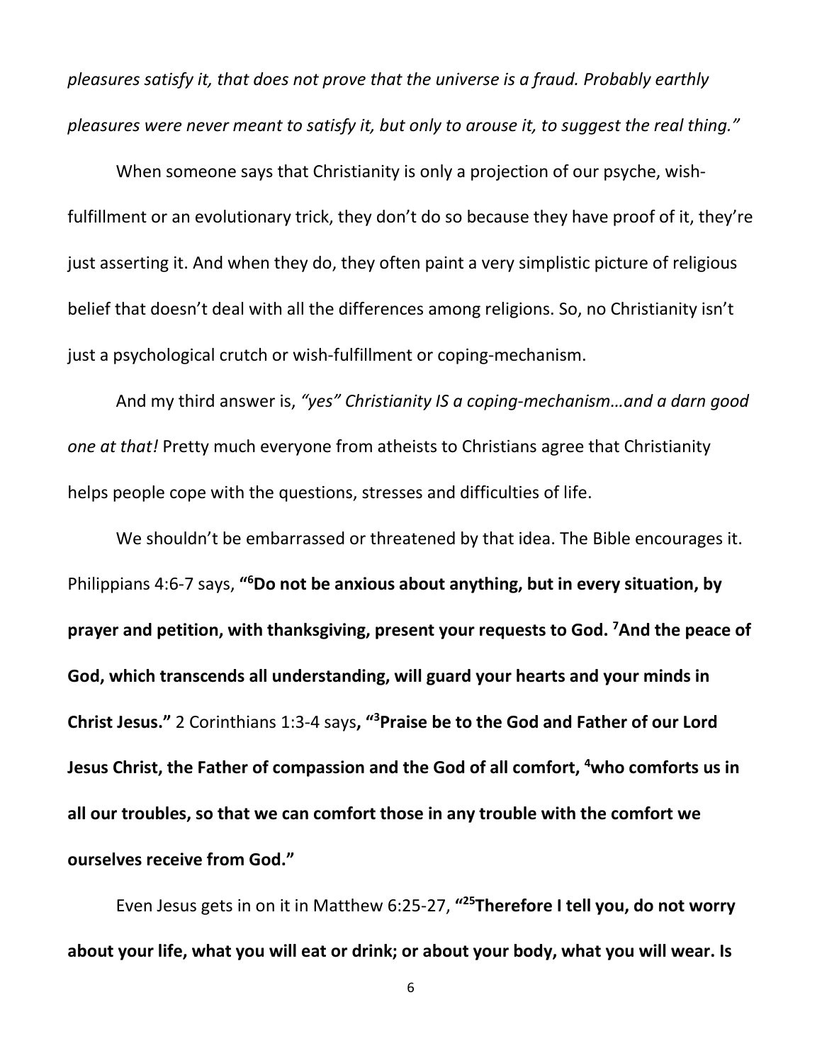*pleasures satisfy it, that does not prove that the universe is a fraud. Probably earthly pleasures were never meant to satisfy it, but only to arouse it, to suggest the real thing."*

When someone says that Christianity is only a projection of our psyche, wish-fulfillment or an evolutionary trick, they don't do so because they have proof of it, they're just asserting it. And when they do, they often paint a very simplistic picture of religious belief that doesn't deal with all the differences among religions. So, no Christianity isn't just a psychological crutch or wish-fulfillment or coping-mechanism.

And my third answer is, *"yes" Christianity IS a coping-mechanism…and a darn good one at that!* Pretty much everyone from atheists to Christians agree that Christianity helps people cope with the questions, stresses and difficulties of life.

We shouldn't be embarrassed or threatened by that idea. The Bible encourages it. Philippians 4:6-7 says, **"[6]Do not be anxious about anything, but in every situation, by prayer and petition, with thanksgiving, present your requests to God. [7]And the peace of God, which transcends all understanding, will guard your hearts and your minds in Christ Jesus."** 2 Corinthians 1:3-4 says**, "[3]Praise be to the God and Father of our Lord Jesus Christ, the Father of compassion and the God of all comfort, [4]who comforts us in all our troubles, so that we can comfort those in any trouble with the comfort we ourselves receive from God."**

Even Jesus gets in on it in Matthew 6:25-27, **"[25]Therefore I tell you, do not worry about your life, what you will eat or drink; or about your body, what you will wear. Is**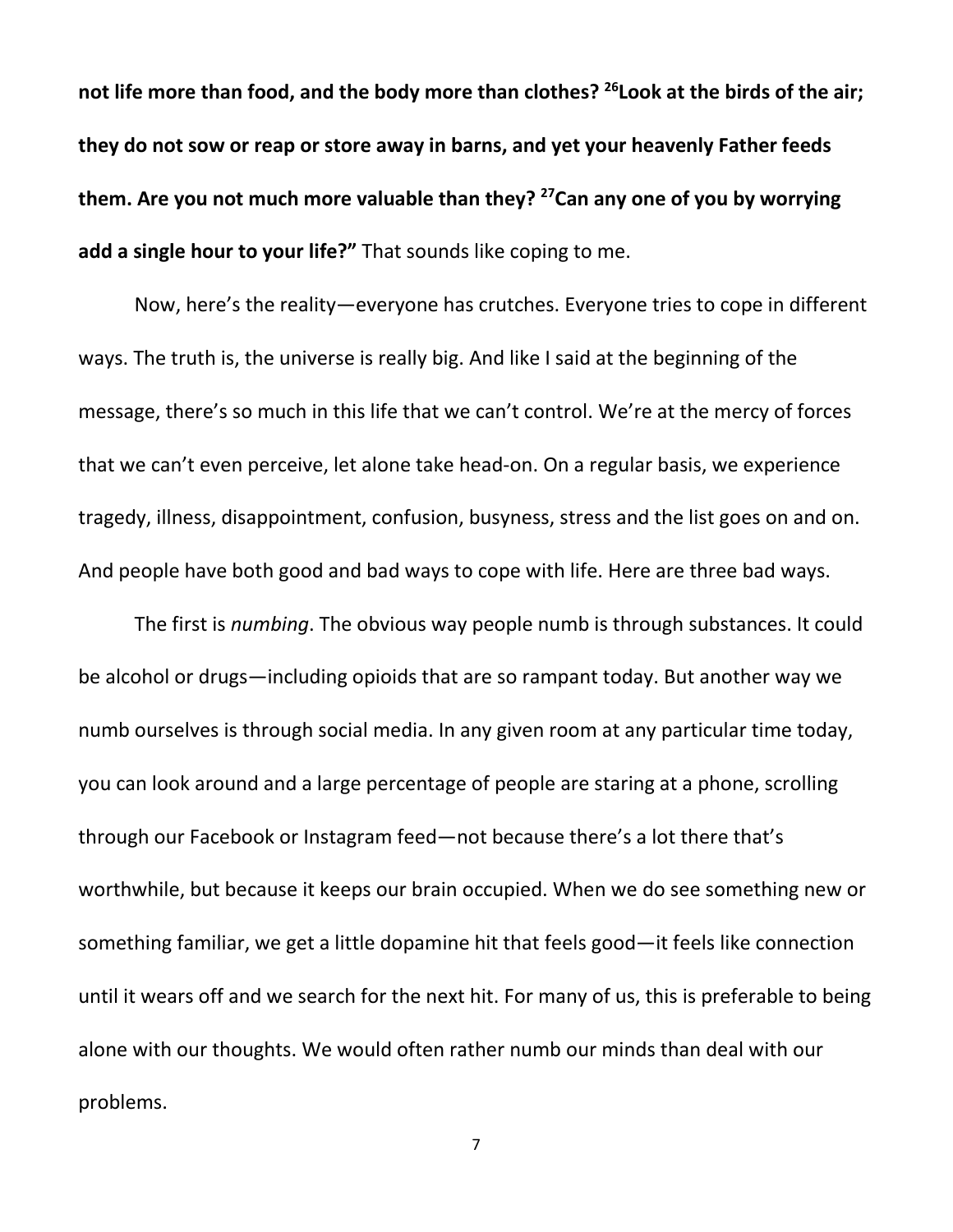**not life more than food, and the body more than clothes? [26]Look at the birds of the air; they do not sow or reap or store away in barns, and yet your heavenly Father feeds them. Are you not much more valuable than they? [27]Can any one of you by worrying add a single hour to your life?"** That sounds like coping to me.

Now, here's the reality—everyone has crutches. Everyone tries to cope in different ways. The truth is, the universe is really big. And like I said at the beginning of the message, there's so much in this life that we can't control. We're at the mercy of forces that we can't even perceive, let alone take head-on. On a regular basis, we experience tragedy, illness, disappointment, confusion, busyness, stress and the list goes on and on. And people have both good and bad ways to cope with life. Here are three bad ways.

The first is *numbing*. The obvious way people numb is through substances. It could be alcohol or drugs—including opioids that are so rampant today. But another way we numb ourselves is through social media. In any given room at any particular time today, you can look around and a large percentage of people are staring at a phone, scrolling through our Facebook or Instagram feed—not because there's a lot there that's worthwhile, but because it keeps our brain occupied. When we do see something new or something familiar, we get a little dopamine hit that feels good—it feels like connection until it wears off and we search for the next hit. For many of us, this is preferable to being alone with our thoughts. We would often rather numb our minds than deal with our problems.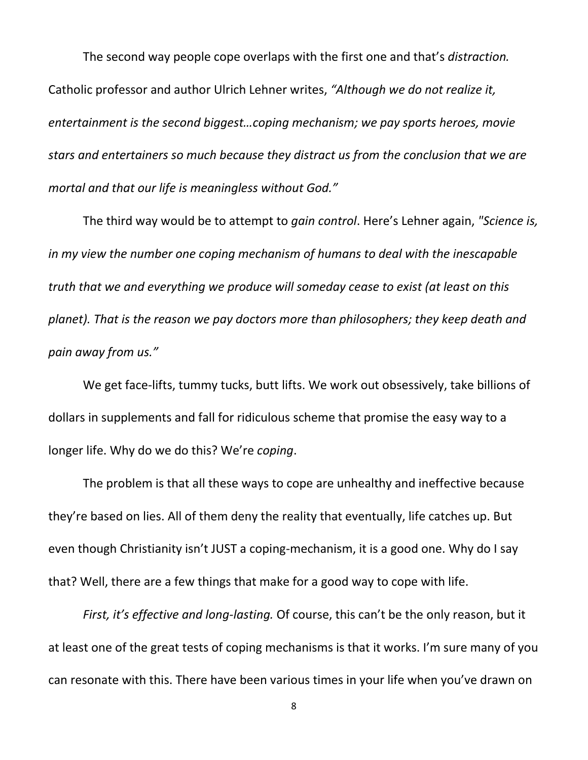The second way people cope overlaps with the first one and that's *distraction.* Catholic professor and author Ulrich Lehner writes, *"Although we do not realize it, entertainment is the second biggest…coping mechanism; we pay sports heroes, movie stars and entertainers so much because they distract us from the conclusion that we are mortal and that our life is meaningless without God."*

The third way would be to attempt to *gain control*. Here's Lehner again, *"Science is, in my view the number one coping mechanism of humans to deal with the inescapable truth that we and everything we produce will someday cease to exist (at least on this planet). That is the reason we pay doctors more than philosophers; they keep death and pain away from us."*

We get face-lifts, tummy tucks, butt lifts. We work out obsessively, take billions of dollars in supplements and fall for ridiculous scheme that promise the easy way to a longer life. Why do we do this? We're *coping*.

The problem is that all these ways to cope are unhealthy and ineffective because they're based on lies. All of them deny the reality that eventually, life catches up. But even though Christianity isn't JUST a coping-mechanism, it is a good one. Why do I say that? Well, there are a few things that make for a good way to cope with life.

*First, it's effective and long-lasting.* Of course, this can't be the only reason, but it at least one of the great tests of coping mechanisms is that it works. I'm sure many of you can resonate with this. There have been various times in your life when you've drawn on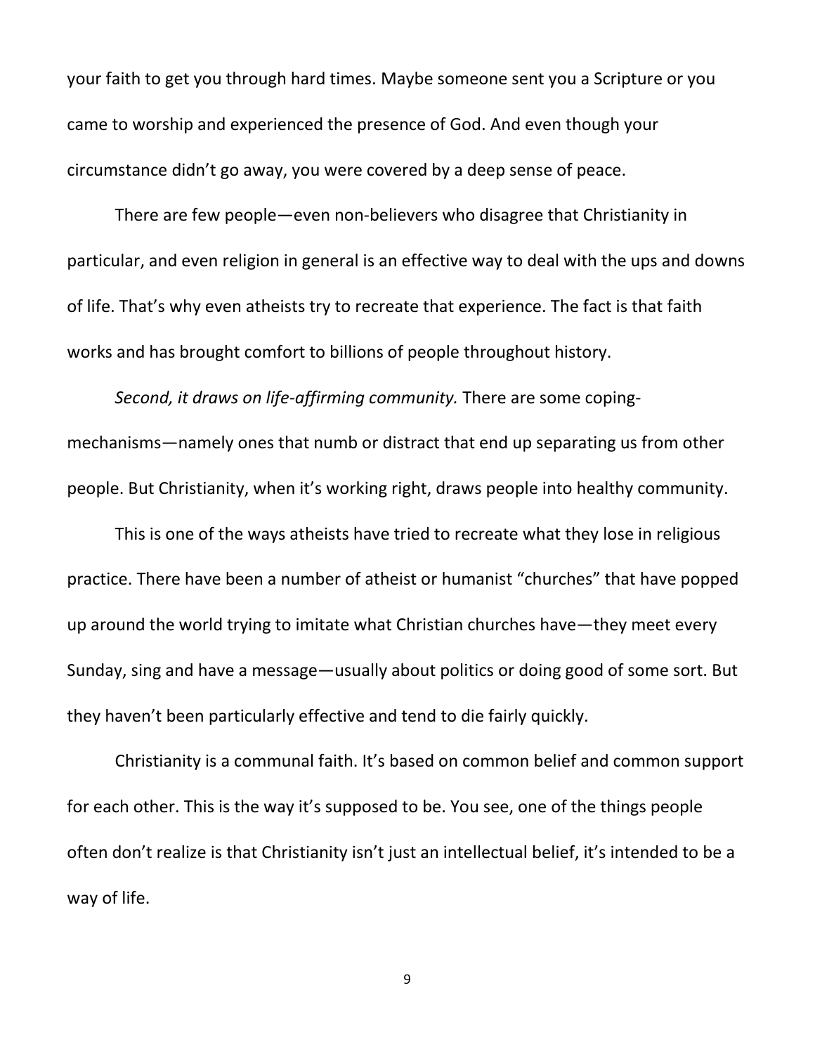your faith to get you through hard times. Maybe someone sent you a Scripture or you came to worship and experienced the presence of God. And even though your circumstance didn't go away, you were covered by a deep sense of peace.

There are few people—even non-believers who disagree that Christianity in particular, and even religion in general is an effective way to deal with the ups and downs of life. That's why even atheists try to recreate that experience. The fact is that faith works and has brought comfort to billions of people throughout history.

*Second, it draws on life-affirming community.* There are some coping-mechanisms—namely ones that numb or distract that end up separating us from other people. But Christianity, when it's working right, draws people into healthy community.

This is one of the ways atheists have tried to recreate what they lose in religious practice. There have been a number of atheist or humanist "churches" that have popped up around the world trying to imitate what Christian churches have—they meet every Sunday, sing and have a message—usually about politics or doing good of some sort. But they haven't been particularly effective and tend to die fairly quickly.

Christianity is a communal faith. It's based on common belief and common support for each other. This is the way it's supposed to be. You see, one of the things people often don't realize is that Christianity isn't just an intellectual belief, it's intended to be a way of life.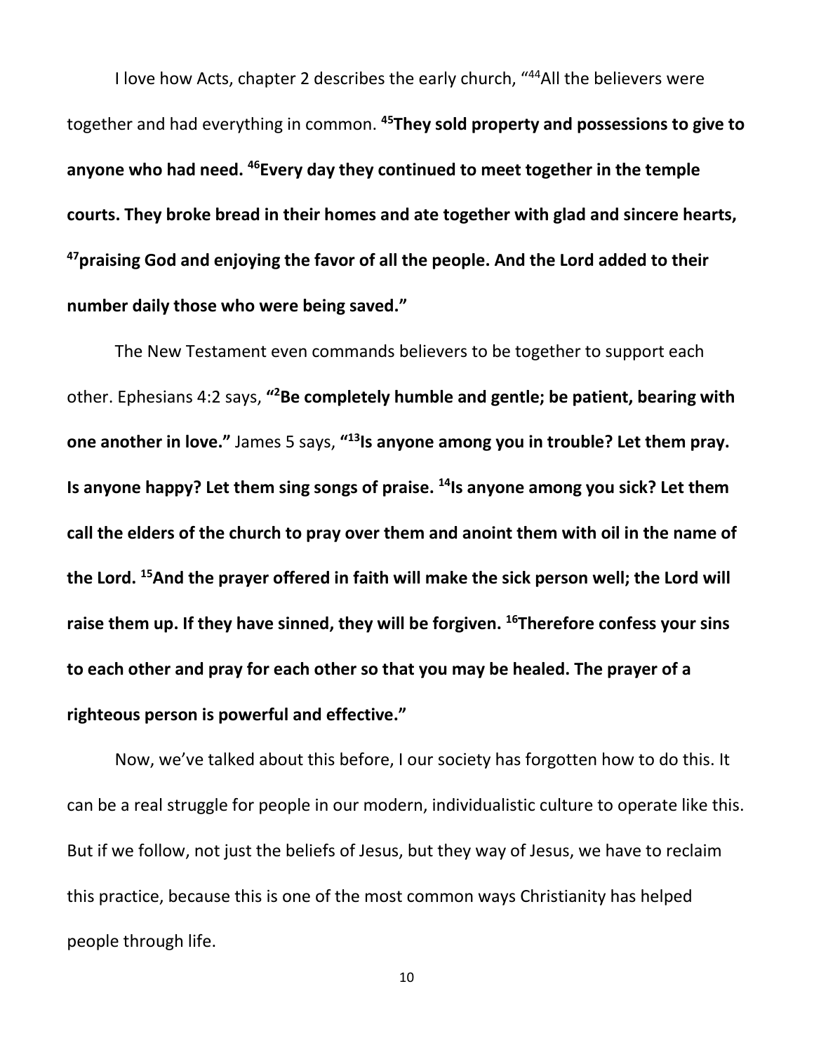I love how Acts, chapter 2 describes the early church, "[44]All the believers were together and had everything in common. **[45]They sold property and possessions to give to anyone who had need. [46]Every day they continued to meet together in the temple courts. They broke bread in their homes and ate together with glad and sincere hearts, [47]praising God and enjoying the favor of all the people. And the Lord added to their number daily those who were being saved."**

The New Testament even commands believers to be together to support each other. Ephesians 4:2 says, **"[2]Be completely humble and gentle; be patient, bearing with one another in love."** James 5 says, **"[13]Is anyone among you in trouble? Let them pray. Is anyone happy? Let them sing songs of praise. [14]Is anyone among you sick? Let them call the elders of the church to pray over them and anoint them with oil in the name of the Lord. [15]And the prayer offered in faith will make the sick person well; the Lord will raise them up. If they have sinned, they will be forgiven. [16]Therefore confess your sins to each other and pray for each other so that you may be healed. The prayer of a righteous person is powerful and effective."**

Now, we've talked about this before, I our society has forgotten how to do this. It can be a real struggle for people in our modern, individualistic culture to operate like this. But if we follow, not just the beliefs of Jesus, but they way of Jesus, we have to reclaim this practice, because this is one of the most common ways Christianity has helped people through life.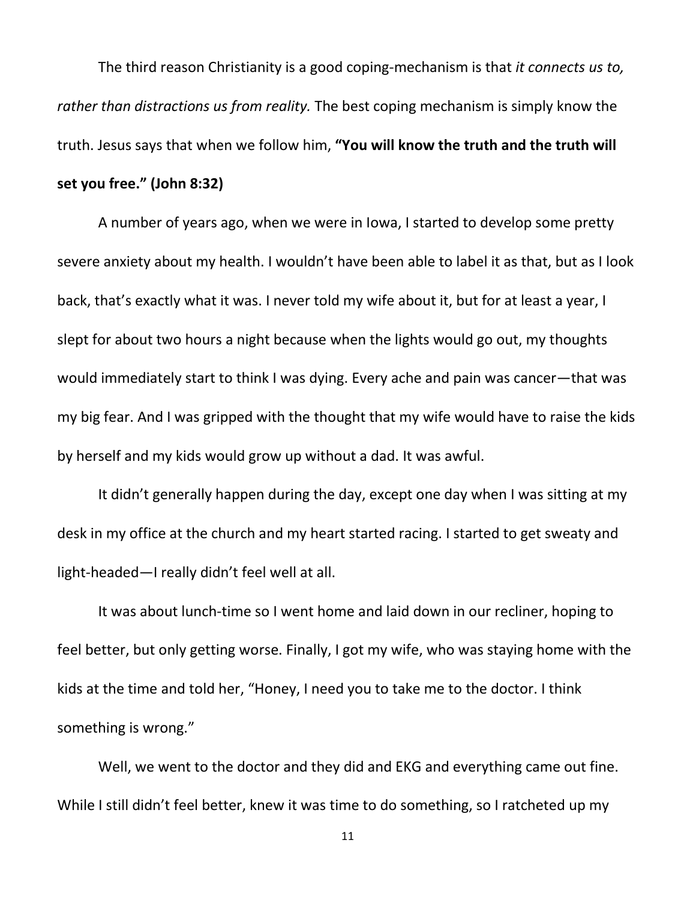The third reason Christianity is a good coping-mechanism is that *it connects us to, rather than distractions us from reality.* The best coping mechanism is simply know the truth. Jesus says that when we follow him, **"You will know the truth and the truth will set you free." (John 8:32)**

A number of years ago, when we were in Iowa, I started to develop some pretty severe anxiety about my health. I wouldn't have been able to label it as that, but as I look back, that's exactly what it was. I never told my wife about it, but for at least a year, I slept for about two hours a night because when the lights would go out, my thoughts would immediately start to think I was dying. Every ache and pain was cancer—that was my big fear. And I was gripped with the thought that my wife would have to raise the kids by herself and my kids would grow up without a dad. It was awful.

It didn't generally happen during the day, except one day when I was sitting at my desk in my office at the church and my heart started racing. I started to get sweaty and light-headed—I really didn't feel well at all.

It was about lunch-time so I went home and laid down in our recliner, hoping to feel better, but only getting worse. Finally, I got my wife, who was staying home with the kids at the time and told her, "Honey, I need you to take me to the doctor. I think something is wrong."

Well, we went to the doctor and they did and EKG and everything came out fine. While I still didn't feel better, knew it was time to do something, so I ratcheted up my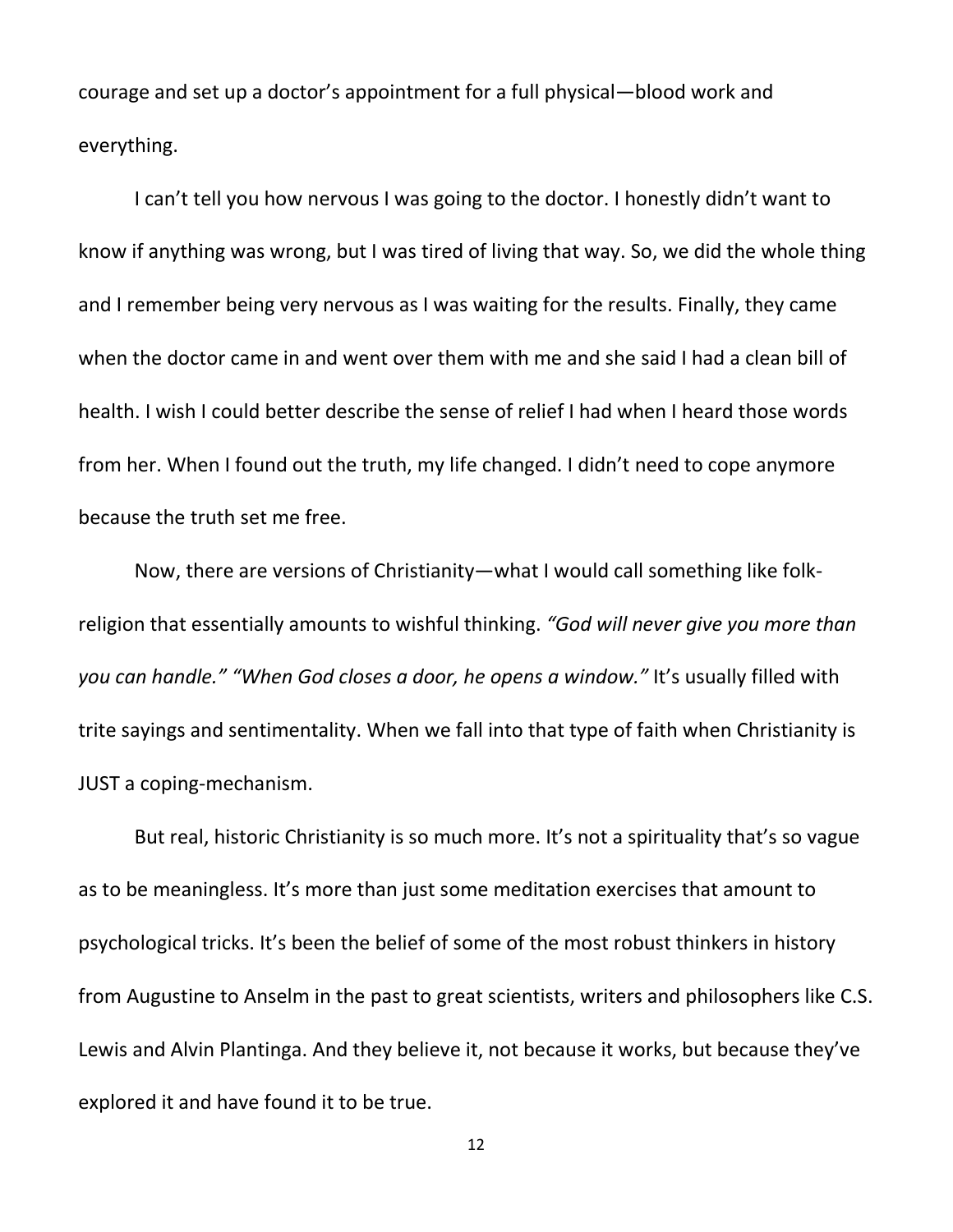courage and set up a doctor's appointment for a full physical—blood work and everything.

I can't tell you how nervous I was going to the doctor. I honestly didn't want to know if anything was wrong, but I was tired of living that way. So, we did the whole thing and I remember being very nervous as I was waiting for the results. Finally, they came when the doctor came in and went over them with me and she said I had a clean bill of health. I wish I could better describe the sense of relief I had when I heard those words from her. When I found out the truth, my life changed. I didn't need to cope anymore because the truth set me free.

Now, there are versions of Christianity—what I would call something like folk-religion that essentially amounts to wishful thinking. *"God will never give you more than you can handle." "When God closes a door, he opens a window."* It's usually filled with trite sayings and sentimentality. When we fall into that type of faith when Christianity is JUST a coping-mechanism.

But real, historic Christianity is so much more. It's not a spirituality that's so vague as to be meaningless. It's more than just some meditation exercises that amount to psychological tricks. It's been the belief of some of the most robust thinkers in history from Augustine to Anselm in the past to great scientists, writers and philosophers like C.S. Lewis and Alvin Plantinga. And they believe it, not because it works, but because they've explored it and have found it to be true.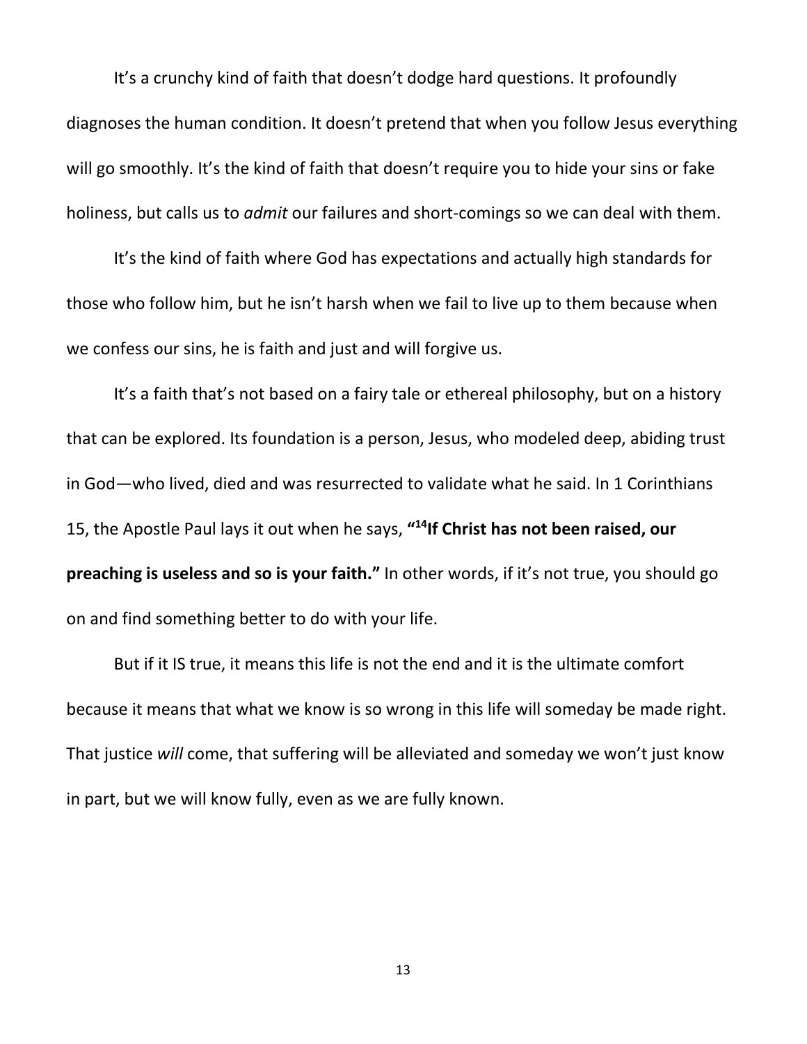It's a crunchy kind of faith that doesn't dodge hard questions. It profoundly diagnoses the human condition. It doesn't pretend that when you follow Jesus everything will go smoothly. It's the kind of faith that doesn't require you to hide your sins or fake holiness, but calls us to *admit* our failures and short-comings so we can deal with them.

It's the kind of faith where God has expectations and actually high standards for those who follow him, but he isn't harsh when we fail to live up to them because when we confess our sins, he is faith and just and will forgive us.

It's a faith that's not based on a fairy tale or ethereal philosophy, but on a history that can be explored. Its foundation is a person, Jesus, who modeled deep, abiding trust in God—who lived, died and was resurrected to validate what he said. In 1 Corinthians 15, the Apostle Paul lays it out when he says, **"[14]If Christ has not been raised, our preaching is useless and so is your faith."** In other words, if it's not true, you should go on and find something better to do with your life.

But if it IS true, it means this life is not the end and it is the ultimate comfort because it means that what we know is so wrong in this life will someday be made right. That justice *will* come, that suffering will be alleviated and someday we won't just know in part, but we will know fully, even as we are fully known.